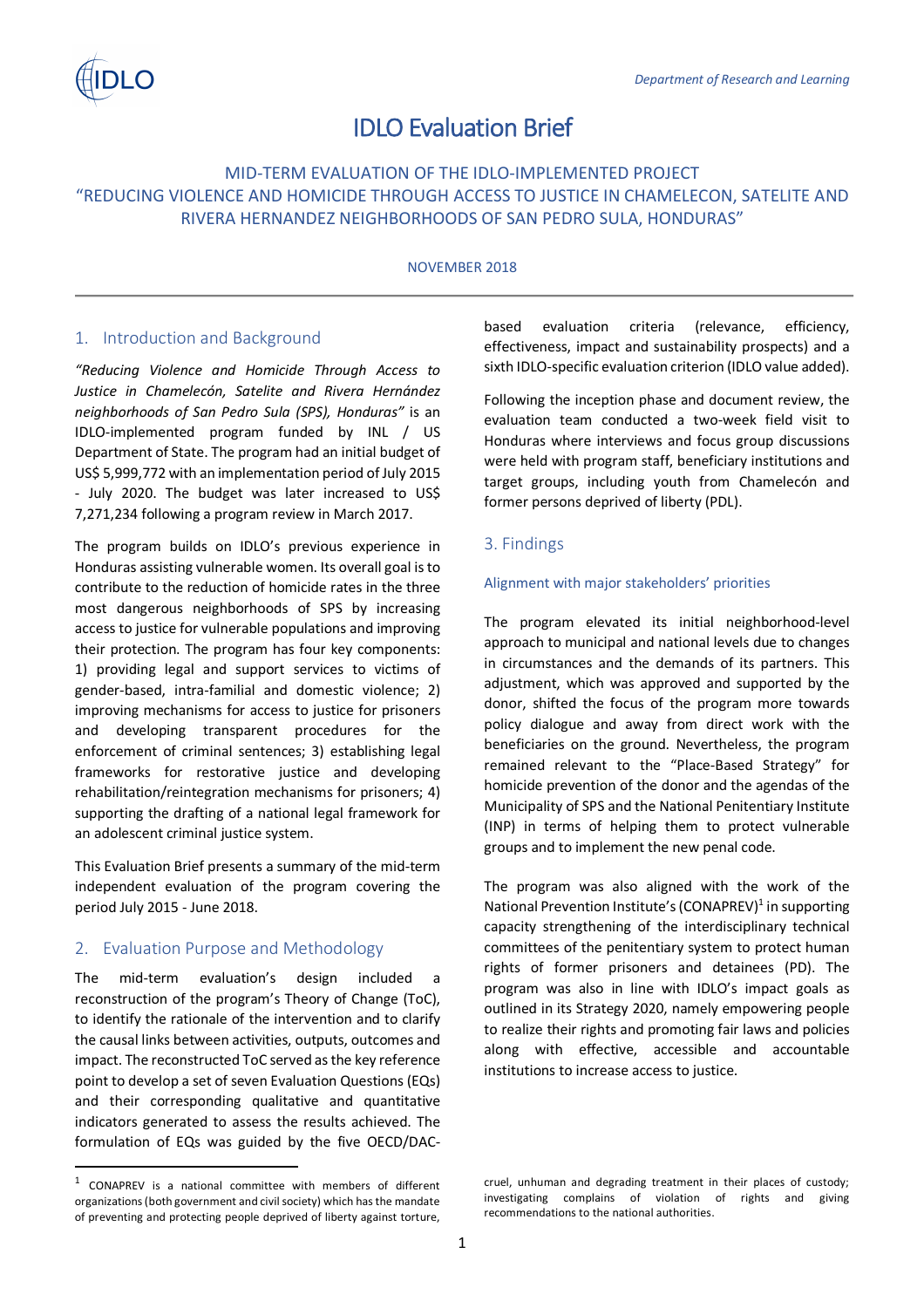Department of Research and Learning

# IDLO Evaluation Brief

## MID-TERM EVALUATION OF THE IDLO-IMPLEMENTED PROJECT "REDUCING VIOLENCE AND HOMICIDE THROUGH ACCESS TO JUSTICE IN CHAMELECON, SATELITE AND RIVERA HERNANDEZ NEIGHBORHOODS OF SAN PEDRO SULA, HONDURAS"

NOVEMBER 2018

## 1. Introduction and Background

*"Reducing Violence and Homicide Through Access to Justice in Chamelecón, Satelite and Rivera Hernández neighborhoods of San Pedro Sula (SPS), Honduras"* is an IDLO-implemented program funded by INL / US Department of State. The program had an initial budget of US$ 5,999,772 with an implementation period of July 2015 - July 2020. The budget was later increased to US$ 7,271,234 following a program review in March 2017.

The program builds on IDLO's previous experience in Honduras assisting vulnerable women. Its overall goal is to contribute to the reduction of homicide rates in the three most dangerous neighborhoods of SPS by increasing access to justice for vulnerable populations and improving their protection. The program has four key components: 1) providing legal and support services to victims of gender-based, intra-familial and domestic violence; 2) improving mechanisms for access to justice for prisoners and developing transparent procedures for the enforcement of criminal sentences; 3) establishing legal frameworks for restorative justice and developing rehabilitation/reintegration mechanisms for prisoners; 4) supporting the drafting of a national legal framework for an adolescent criminal justice system.

This Evaluation Brief presents a summary of the mid-term independent evaluation of the program covering the period July 2015 - June 2018.

## 2. Evaluation Purpose and Methodology

The mid-term evaluation's design included a reconstruction of the program's Theory of Change (ToC), to identify the rationale of the intervention and to clarify the causal links between activities, outputs, outcomes and impact. The reconstructed ToC served as the key reference point to develop a set of seven Evaluation Questions (EQs) and their corresponding qualitative and quantitative indicators generated to assess the results achieved. The formulation of EQs was guided by the five OECD/DAC-based evaluation criteria (relevance, efficiency, effectiveness, impact and sustainability prospects) and a sixth IDLO-specific evaluation criterion (IDLO value added).

Following the inception phase and document review, the evaluation team conducted a two-week field visit to Honduras where interviews and focus group discussions were held with program staff, beneficiary institutions and target groups, including youth from Chamelecón and former persons deprived of liberty (PDL).

## 3. Findings

### Alignment with major stakeholders' priorities

The program elevated its initial neighborhood-level approach to municipal and national levels due to changes in circumstances and the demands of its partners. This adjustment, which was approved and supported by the donor, shifted the focus of the program more towards policy dialogue and away from direct work with the beneficiaries on the ground. Nevertheless, the program remained relevant to the "Place-Based Strategy" for homicide prevention of the donor and the agendas of the Municipality of SPS and the National Penitentiary Institute (INP) in terms of helping them to protect vulnerable groups and to implement the new penal code.

The program was also aligned with the work of the National Prevention Institute's (CONAPREV)[1] in supporting capacity strengthening of the interdisciplinary technical committees of the penitentiary system to protect human rights of former prisoners and detainees (PD). The program was also in line with IDLO's impact goals as outlined in its Strategy 2020, namely empowering people to realize their rights and promoting fair laws and policies along with effective, accessible and accountable institutions to increase access to justice.

[1] CONAPREV is a national committee with members of different organizations (both government and civil society) which has the mandate of preventing and protecting people deprived of liberty against torture, cruel, unhuman and degrading treatment in their places of custody; investigating complains of violation of rights and giving recommendations to the national authorities.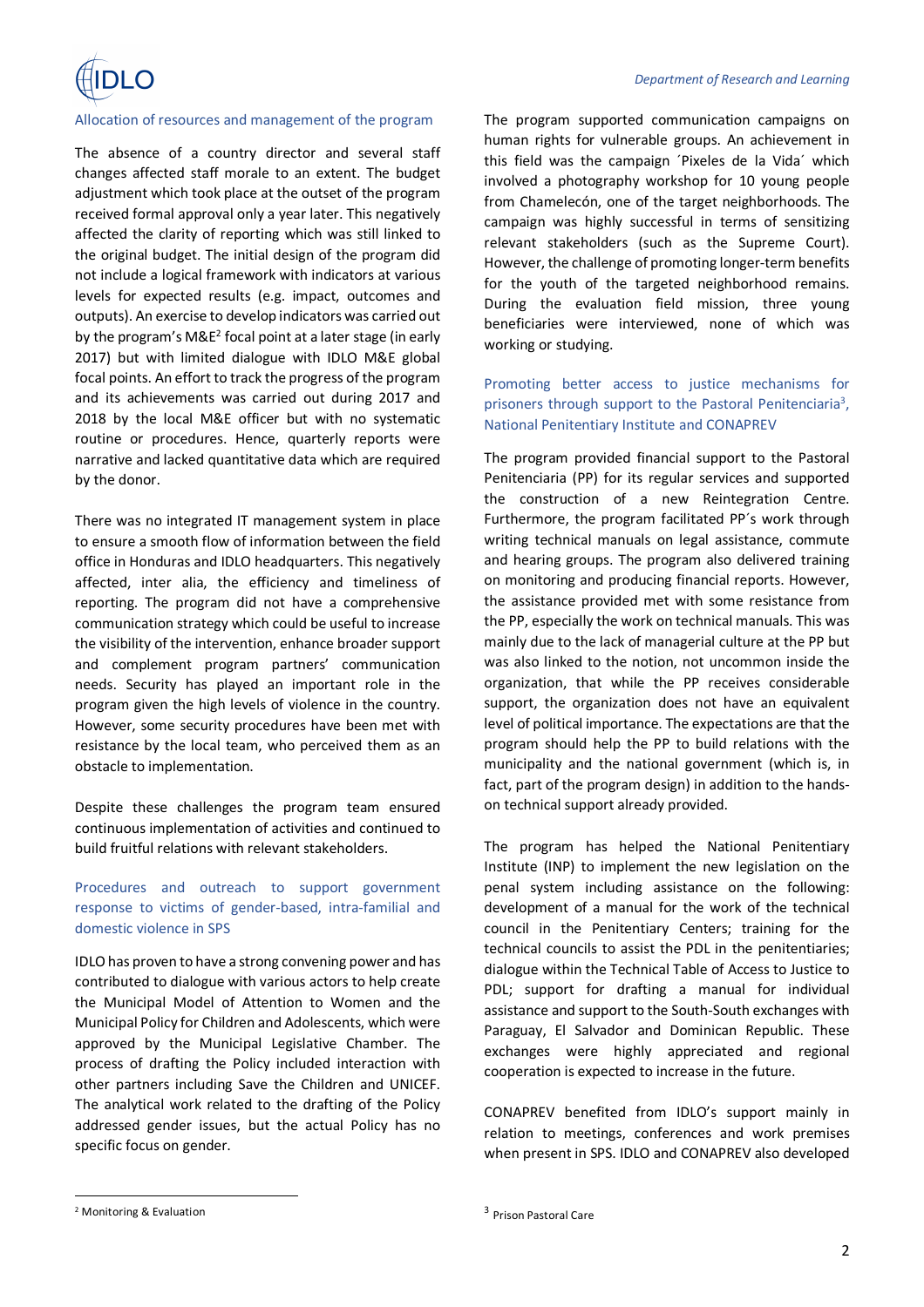### Allocation of resources and management of the program

The absence of a country director and several staff changes affected staff morale to an extent. The budget adjustment which took place at the outset of the program received formal approval only a year later. This negatively affected the clarity of reporting which was still linked to the original budget. The initial design of the program did not include a logical framework with indicators at various levels for expected results (e.g. impact, outcomes and outputs). An exercise to develop indicators was carried out by the program's M&E[2] focal point at a later stage (in early 2017) but with limited dialogue with IDLO M&E global focal points. An effort to track the progress of the program and its achievements was carried out during 2017 and 2018 by the local M&E officer but with no systematic routine or procedures. Hence, quarterly reports were narrative and lacked quantitative data which are required by the donor.

There was no integrated IT management system in place to ensure a smooth flow of information between the field office in Honduras and IDLO headquarters. This negatively affected, inter alia, the efficiency and timeliness of reporting. The program did not have a comprehensive communication strategy which could be useful to increase the visibility of the intervention, enhance broader support and complement program partners' communication needs. Security has played an important role in the program given the high levels of violence in the country. However, some security procedures have been met with resistance by the local team, who perceived them as an obstacle to implementation.

Despite these challenges the program team ensured continuous implementation of activities and continued to build fruitful relations with relevant stakeholders.

### Procedures and outreach to support government response to victims of gender-based, intra-familial and domestic violence in SPS

IDLO has proven to have a strong convening power and has contributed to dialogue with various actors to help create the Municipal Model of Attention to Women and the Municipal Policy for Children and Adolescents, which were approved by the Municipal Legislative Chamber. The process of drafting the Policy included interaction with other partners including Save the Children and UNICEF. The analytical work related to the drafting of the Policy addressed gender issues, but the actual Policy has no specific focus on gender.

[2] Monitoring & Evaluation

The program supported communication campaigns on human rights for vulnerable groups. An achievement in this field was the campaign ´Pixeles de la Vida´ which involved a photography workshop for 10 young people from Chamelecón, one of the target neighborhoods. The campaign was highly successful in terms of sensitizing relevant stakeholders (such as the Supreme Court). However, the challenge of promoting longer-term benefits for the youth of the targeted neighborhood remains. During the evaluation field mission, three young beneficiaries were interviewed, none of which was working or studying.

### Promoting better access to justice mechanisms for prisoners through support to the Pastoral Penitenciaria[3], National Penitentiary Institute and CONAPREV

The program provided financial support to the Pastoral Penitenciaria (PP) for its regular services and supported the construction of a new Reintegration Centre. Furthermore, the program facilitated PP´s work through writing technical manuals on legal assistance, commute and hearing groups. The program also delivered training on monitoring and producing financial reports. However, the assistance provided met with some resistance from the PP, especially the work on technical manuals. This was mainly due to the lack of managerial culture at the PP but was also linked to the notion, not uncommon inside the organization, that while the PP receives considerable support, the organization does not have an equivalent level of political importance. The expectations are that the program should help the PP to build relations with the municipality and the national government (which is, in fact, part of the program design) in addition to the hands-on technical support already provided.

The program has helped the National Penitentiary Institute (INP) to implement the new legislation on the penal system including assistance on the following: development of a manual for the work of the technical council in the Penitentiary Centers; training for the technical councils to assist the PDL in the penitentiaries; dialogue within the Technical Table of Access to Justice to PDL; support for drafting a manual for individual assistance and support to the South-South exchanges with Paraguay, El Salvador and Dominican Republic. These exchanges were highly appreciated and regional cooperation is expected to increase in the future.

CONAPREV benefited from IDLO's support mainly in relation to meetings, conferences and work premises when present in SPS. IDLO and CONAPREV also developed

[3] Prison Pastoral Care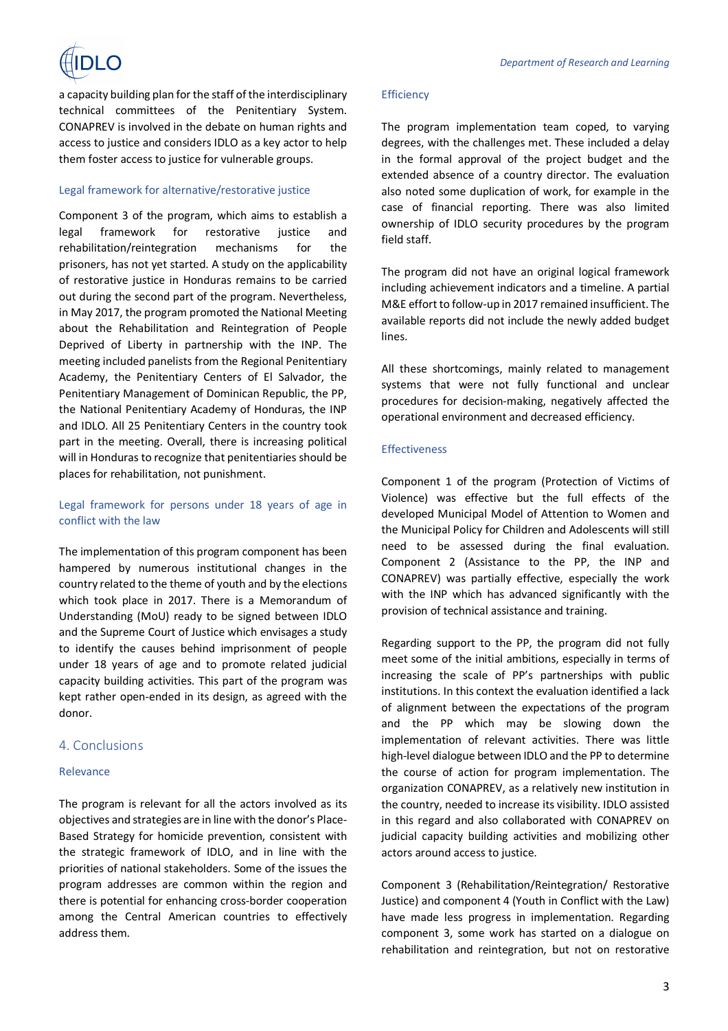a capacity building plan for the staff of the interdisciplinary technical committees of the Penitentiary System. CONAPREV is involved in the debate on human rights and access to justice and considers IDLO as a key actor to help them foster access to justice for vulnerable groups.

### Legal framework for alternative/restorative justice

Component 3 of the program, which aims to establish a legal framework for restorative justice and rehabilitation/reintegration mechanisms for the prisoners, has not yet started. A study on the applicability of restorative justice in Honduras remains to be carried out during the second part of the program. Nevertheless, in May 2017, the program promoted the National Meeting about the Rehabilitation and Reintegration of People Deprived of Liberty in partnership with the INP. The meeting included panelists from the Regional Penitentiary Academy, the Penitentiary Centers of El Salvador, the Penitentiary Management of Dominican Republic, the PP, the National Penitentiary Academy of Honduras, the INP and IDLO. All 25 Penitentiary Centers in the country took part in the meeting. Overall, there is increasing political will in Honduras to recognize that penitentiaries should be places for rehabilitation, not punishment.

### Legal framework for persons under 18 years of age in conflict with the law

The implementation of this program component has been hampered by numerous institutional changes in the country related to the theme of youth and by the elections which took place in 2017. There is a Memorandum of Understanding (MoU) ready to be signed between IDLO and the Supreme Court of Justice which envisages a study to identify the causes behind imprisonment of people under 18 years of age and to promote related judicial capacity building activities. This part of the program was kept rather open-ended in its design, as agreed with the donor.

## 4. Conclusions

### Relevance

The program is relevant for all the actors involved as its objectives and strategies are in line with the donor's Place-Based Strategy for homicide prevention, consistent with the strategic framework of IDLO, and in line with the priorities of national stakeholders. Some of the issues the program addresses are common within the region and there is potential for enhancing cross-border cooperation among the Central American countries to effectively address them.

### Efficiency

The program implementation team coped, to varying degrees, with the challenges met. These included a delay in the formal approval of the project budget and the extended absence of a country director. The evaluation also noted some duplication of work, for example in the case of financial reporting. There was also limited ownership of IDLO security procedures by the program field staff.

The program did not have an original logical framework including achievement indicators and a timeline. A partial M&E effort to follow-up in 2017 remained insufficient. The available reports did not include the newly added budget lines.

All these shortcomings, mainly related to management systems that were not fully functional and unclear procedures for decision-making, negatively affected the operational environment and decreased efficiency.

### Effectiveness

Component 1 of the program (Protection of Victims of Violence) was effective but the full effects of the developed Municipal Model of Attention to Women and the Municipal Policy for Children and Adolescents will still need to be assessed during the final evaluation. Component 2 (Assistance to the PP, the INP and CONAPREV) was partially effective, especially the work with the INP which has advanced significantly with the provision of technical assistance and training.

Regarding support to the PP, the program did not fully meet some of the initial ambitions, especially in terms of increasing the scale of PP's partnerships with public institutions. In this context the evaluation identified a lack of alignment between the expectations of the program and the PP which may be slowing down the implementation of relevant activities. There was little high-level dialogue between IDLO and the PP to determine the course of action for program implementation. The organization CONAPREV, as a relatively new institution in the country, needed to increase its visibility. IDLO assisted in this regard and also collaborated with CONAPREV on judicial capacity building activities and mobilizing other actors around access to justice.

Component 3 (Rehabilitation/Reintegration/ Restorative Justice) and component 4 (Youth in Conflict with the Law) have made less progress in implementation. Regarding component 3, some work has started on a dialogue on rehabilitation and reintegration, but not on restorative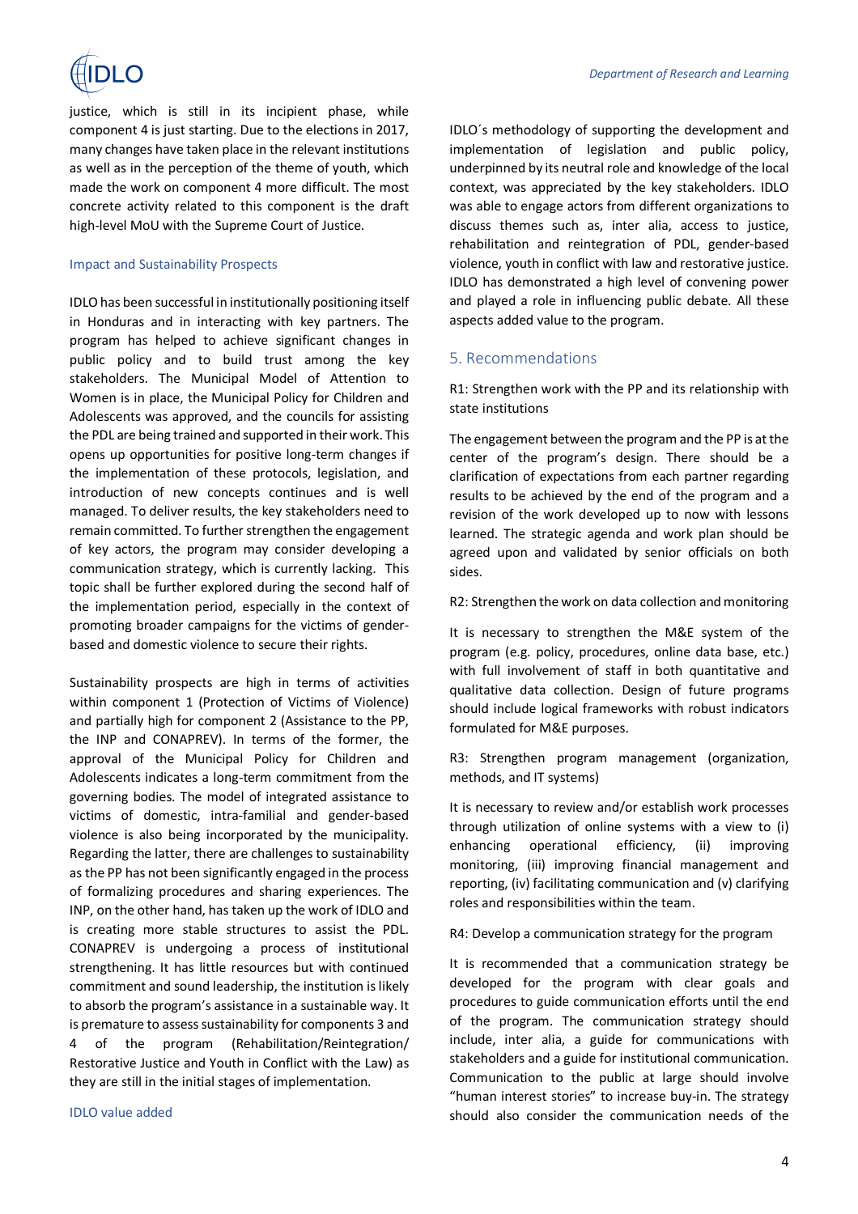justice, which is still in its incipient phase, while component 4 is just starting. Due to the elections in 2017, many changes have taken place in the relevant institutions as well as in the perception of the theme of youth, which made the work on component 4 more difficult. The most concrete activity related to this component is the draft high-level MoU with the Supreme Court of Justice.

### Impact and Sustainability Prospects

IDLO has been successful in institutionally positioning itself in Honduras and in interacting with key partners. The program has helped to achieve significant changes in public policy and to build trust among the key stakeholders. The Municipal Model of Attention to Women is in place, the Municipal Policy for Children and Adolescents was approved, and the councils for assisting the PDL are being trained and supported in their work. This opens up opportunities for positive long-term changes if the implementation of these protocols, legislation, and introduction of new concepts continues and is well managed. To deliver results, the key stakeholders need to remain committed. To further strengthen the engagement of key actors, the program may consider developing a communication strategy, which is currently lacking. This topic shall be further explored during the second half of the implementation period, especially in the context of promoting broader campaigns for the victims of gender-based and domestic violence to secure their rights.

Sustainability prospects are high in terms of activities within component 1 (Protection of Victims of Violence) and partially high for component 2 (Assistance to the PP, the INP and CONAPREV). In terms of the former, the approval of the Municipal Policy for Children and Adolescents indicates a long-term commitment from the governing bodies. The model of integrated assistance to victims of domestic, intra-familial and gender-based violence is also being incorporated by the municipality. Regarding the latter, there are challenges to sustainability as the PP has not been significantly engaged in the process of formalizing procedures and sharing experiences. The INP, on the other hand, has taken up the work of IDLO and is creating more stable structures to assist the PDL. CONAPREV is undergoing a process of institutional strengthening. It has little resources but with continued commitment and sound leadership, the institution is likely to absorb the program's assistance in a sustainable way. It is premature to assess sustainability for components 3 and 4 of the program (Rehabilitation/Reintegration/ Restorative Justice and Youth in Conflict with the Law) as they are still in the initial stages of implementation.

### IDLO value added

IDLO´s methodology of supporting the development and implementation of legislation and public policy, underpinned by its neutral role and knowledge of the local context, was appreciated by the key stakeholders. IDLO was able to engage actors from different organizations to discuss themes such as, inter alia, access to justice, rehabilitation and reintegration of PDL, gender-based violence, youth in conflict with law and restorative justice. IDLO has demonstrated a high level of convening power and played a role in influencing public debate. All these aspects added value to the program.

## 5. Recommendations

R1: Strengthen work with the PP and its relationship with state institutions

The engagement between the program and the PP is at the center of the program's design. There should be a clarification of expectations from each partner regarding results to be achieved by the end of the program and a revision of the work developed up to now with lessons learned. The strategic agenda and work plan should be agreed upon and validated by senior officials on both sides.

R2: Strengthen the work on data collection and monitoring

It is necessary to strengthen the M&E system of the program (e.g. policy, procedures, online data base, etc.) with full involvement of staff in both quantitative and qualitative data collection. Design of future programs should include logical frameworks with robust indicators formulated for M&E purposes.

R3: Strengthen program management (organization, methods, and IT systems)

It is necessary to review and/or establish work processes through utilization of online systems with a view to (i) enhancing operational efficiency, (ii) improving monitoring, (iii) improving financial management and reporting, (iv) facilitating communication and (v) clarifying roles and responsibilities within the team.

R4: Develop a communication strategy for the program

It is recommended that a communication strategy be developed for the program with clear goals and procedures to guide communication efforts until the end of the program. The communication strategy should include, inter alia, a guide for communications with stakeholders and a guide for institutional communication. Communication to the public at large should involve "human interest stories" to increase buy-in. The strategy should also consider the communication needs of the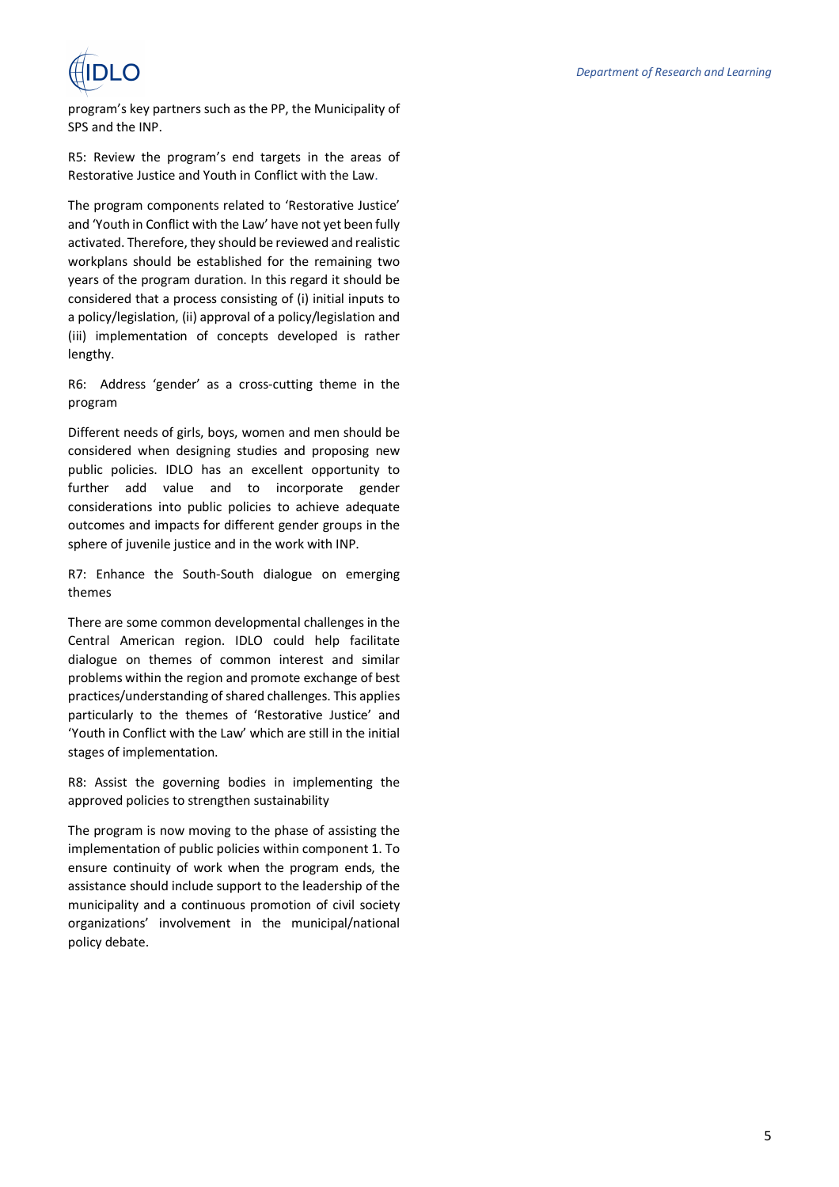program's key partners such as the PP, the Municipality of SPS and the INP.

R5: Review the program's end targets in the areas of Restorative Justice and Youth in Conflict with the Law.

The program components related to 'Restorative Justice' and 'Youth in Conflict with the Law' have not yet been fully activated. Therefore, they should be reviewed and realistic workplans should be established for the remaining two years of the program duration. In this regard it should be considered that a process consisting of (i) initial inputs to a policy/legislation, (ii) approval of a policy/legislation and (iii) implementation of concepts developed is rather lengthy.

R6: Address 'gender' as a cross-cutting theme in the program

Different needs of girls, boys, women and men should be considered when designing studies and proposing new public policies. IDLO has an excellent opportunity to further add value and to incorporate gender considerations into public policies to achieve adequate outcomes and impacts for different gender groups in the sphere of juvenile justice and in the work with INP.

R7: Enhance the South-South dialogue on emerging themes

There are some common developmental challenges in the Central American region. IDLO could help facilitate dialogue on themes of common interest and similar problems within the region and promote exchange of best practices/understanding of shared challenges. This applies particularly to the themes of 'Restorative Justice' and 'Youth in Conflict with the Law' which are still in the initial stages of implementation.

R8: Assist the governing bodies in implementing the approved policies to strengthen sustainability

The program is now moving to the phase of assisting the implementation of public policies within component 1. To ensure continuity of work when the program ends, the assistance should include support to the leadership of the municipality and a continuous promotion of civil society organizations' involvement in the municipal/national policy debate.